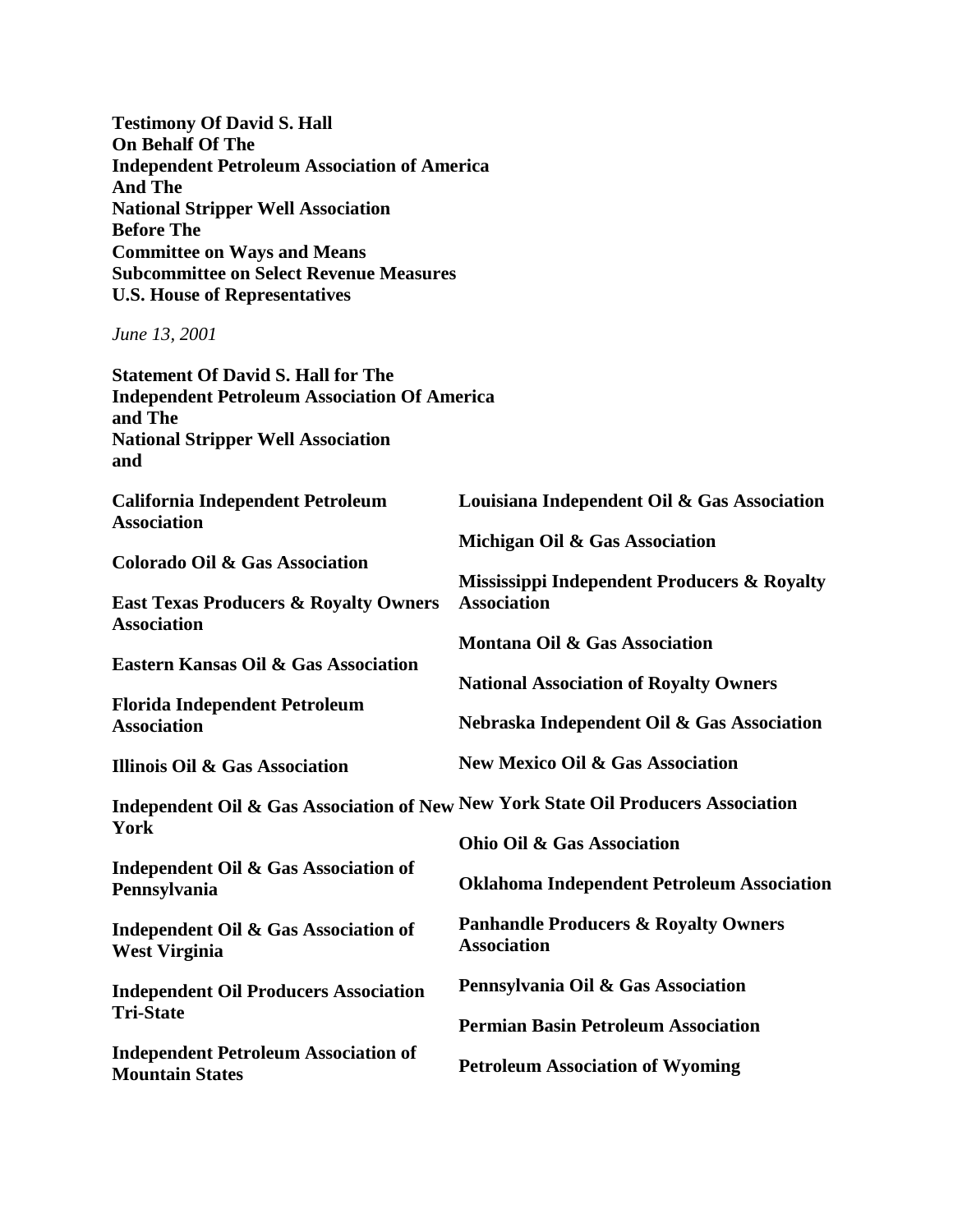**Testimony Of David S. Hall**
**On Behalf Of The**
**Independent Petroleum Association of America**
**And The**
**National Stripper Well Association**
**Before The**
**Committee on Ways and Means**
**Subcommittee on Select Revenue Measures**
**U.S. House of Representatives**

*June 13, 2001*

**Statement Of David S. Hall for The**
**Independent Petroleum Association Of America**
**and The**
**National Stripper Well Association**
**and**

**California Independent Petroleum Association**

**Colorado Oil & Gas Association**

**East Texas Producers & Royalty Owners Association**

**Eastern Kansas Oil & Gas Association**

**Florida Independent Petroleum Association**

**Illinois Oil & Gas Association**

**Independent Oil & Gas Association of New York**

**Independent Oil & Gas Association of Pennsylvania**

**Independent Oil & Gas Association of West Virginia**

**Independent Oil Producers Association Tri-State**

**Independent Petroleum Association of Mountain States**

**Louisiana Independent Oil & Gas Association**

**Michigan Oil & Gas Association**

**Mississippi Independent Producers & Royalty Association**

**Montana Oil & Gas Association**

**National Association of Royalty Owners**

**Nebraska Independent Oil & Gas Association**

**New Mexico Oil & Gas Association**

**New York State Oil Producers Association**

**Ohio Oil & Gas Association**

**Oklahoma Independent Petroleum Association**

**Panhandle Producers & Royalty Owners Association**

**Pennsylvania Oil & Gas Association**

**Permian Basin Petroleum Association**

**Petroleum Association of Wyoming**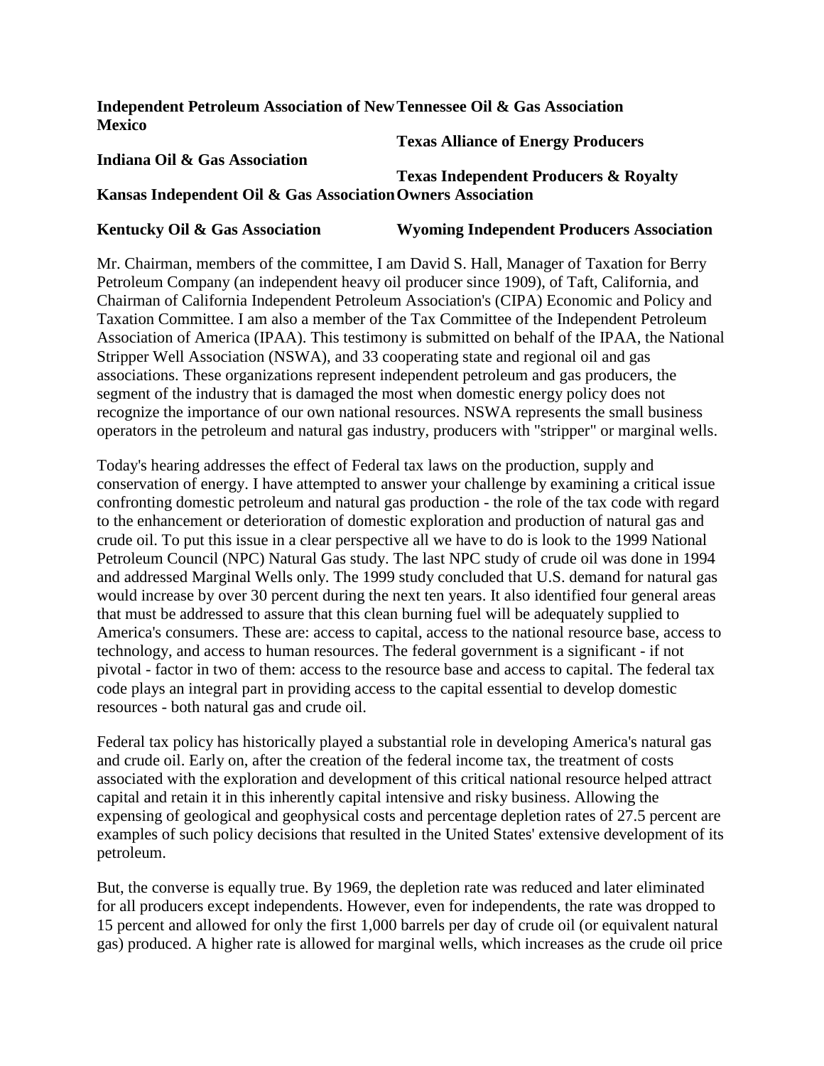**Independent Petroleum Association of New Mexico**

**Indiana Oil & Gas Association**

**Kansas Independent Oil & Gas Association**

**Kentucky Oil & Gas Association**

**Tennessee Oil & Gas Association**

**Texas Alliance of Energy Producers**

**Texas Independent Producers & Royalty Owners Association**

**Wyoming Independent Producers Association**

Mr. Chairman, members of the committee, I am David S. Hall, Manager of Taxation for Berry Petroleum Company (an independent heavy oil producer since 1909), of Taft, California, and Chairman of California Independent Petroleum Association's (CIPA) Economic and Policy and Taxation Committee. I am also a member of the Tax Committee of the Independent Petroleum Association of America (IPAA). This testimony is submitted on behalf of the IPAA, the National Stripper Well Association (NSWA), and 33 cooperating state and regional oil and gas associations. These organizations represent independent petroleum and gas producers, the segment of the industry that is damaged the most when domestic energy policy does not recognize the importance of our own national resources. NSWA represents the small business operators in the petroleum and natural gas industry, producers with "stripper" or marginal wells.

Today's hearing addresses the effect of Federal tax laws on the production, supply and conservation of energy. I have attempted to answer your challenge by examining a critical issue confronting domestic petroleum and natural gas production - the role of the tax code with regard to the enhancement or deterioration of domestic exploration and production of natural gas and crude oil. To put this issue in a clear perspective all we have to do is look to the 1999 National Petroleum Council (NPC) Natural Gas study. The last NPC study of crude oil was done in 1994 and addressed Marginal Wells only. The 1999 study concluded that U.S. demand for natural gas would increase by over 30 percent during the next ten years. It also identified four general areas that must be addressed to assure that this clean burning fuel will be adequately supplied to America's consumers. These are: access to capital, access to the national resource base, access to technology, and access to human resources. The federal government is a significant - if not pivotal - factor in two of them: access to the resource base and access to capital. The federal tax code plays an integral part in providing access to the capital essential to develop domestic resources - both natural gas and crude oil.

Federal tax policy has historically played a substantial role in developing America's natural gas and crude oil. Early on, after the creation of the federal income tax, the treatment of costs associated with the exploration and development of this critical national resource helped attract capital and retain it in this inherently capital intensive and risky business. Allowing the expensing of geological and geophysical costs and percentage depletion rates of 27.5 percent are examples of such policy decisions that resulted in the United States' extensive development of its petroleum.

But, the converse is equally true. By 1969, the depletion rate was reduced and later eliminated for all producers except independents. However, even for independents, the rate was dropped to 15 percent and allowed for only the first 1,000 barrels per day of crude oil (or equivalent natural gas) produced. A higher rate is allowed for marginal wells, which increases as the crude oil price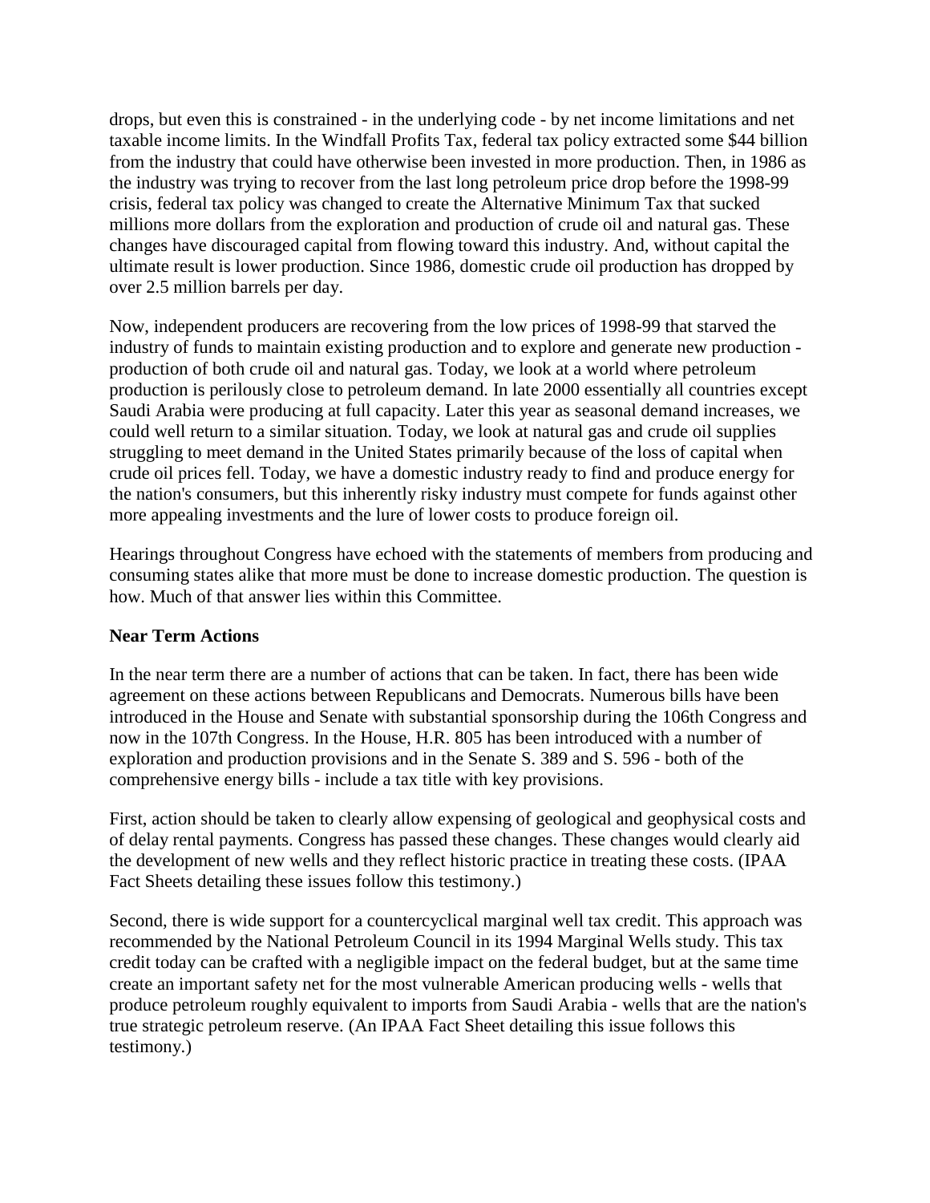drops, but even this is constrained - in the underlying code - by net income limitations and net taxable income limits. In the Windfall Profits Tax, federal tax policy extracted some $44 billion from the industry that could have otherwise been invested in more production. Then, in 1986 as the industry was trying to recover from the last long petroleum price drop before the 1998-99 crisis, federal tax policy was changed to create the Alternative Minimum Tax that sucked millions more dollars from the exploration and production of crude oil and natural gas. These changes have discouraged capital from flowing toward this industry. And, without capital the ultimate result is lower production. Since 1986, domestic crude oil production has dropped by over 2.5 million barrels per day.

Now, independent producers are recovering from the low prices of 1998-99 that starved the industry of funds to maintain existing production and to explore and generate new production - production of both crude oil and natural gas. Today, we look at a world where petroleum production is perilously close to petroleum demand. In late 2000 essentially all countries except Saudi Arabia were producing at full capacity. Later this year as seasonal demand increases, we could well return to a similar situation. Today, we look at natural gas and crude oil supplies struggling to meet demand in the United States primarily because of the loss of capital when crude oil prices fell. Today, we have a domestic industry ready to find and produce energy for the nation's consumers, but this inherently risky industry must compete for funds against other more appealing investments and the lure of lower costs to produce foreign oil.

Hearings throughout Congress have echoed with the statements of members from producing and consuming states alike that more must be done to increase domestic production. The question is how. Much of that answer lies within this Committee.

**Near Term Actions**

In the near term there are a number of actions that can be taken. In fact, there has been wide agreement on these actions between Republicans and Democrats. Numerous bills have been introduced in the House and Senate with substantial sponsorship during the 106th Congress and now in the 107th Congress. In the House, H.R. 805 has been introduced with a number of exploration and production provisions and in the Senate S. 389 and S. 596 - both of the comprehensive energy bills - include a tax title with key provisions.

First, action should be taken to clearly allow expensing of geological and geophysical costs and of delay rental payments. Congress has passed these changes. These changes would clearly aid the development of new wells and they reflect historic practice in treating these costs. (IPAA Fact Sheets detailing these issues follow this testimony.)

Second, there is wide support for a countercyclical marginal well tax credit. This approach was recommended by the National Petroleum Council in its 1994 Marginal Wells study. This tax credit today can be crafted with a negligible impact on the federal budget, but at the same time create an important safety net for the most vulnerable American producing wells - wells that produce petroleum roughly equivalent to imports from Saudi Arabia - wells that are the nation's true strategic petroleum reserve. (An IPAA Fact Sheet detailing this issue follows this testimony.)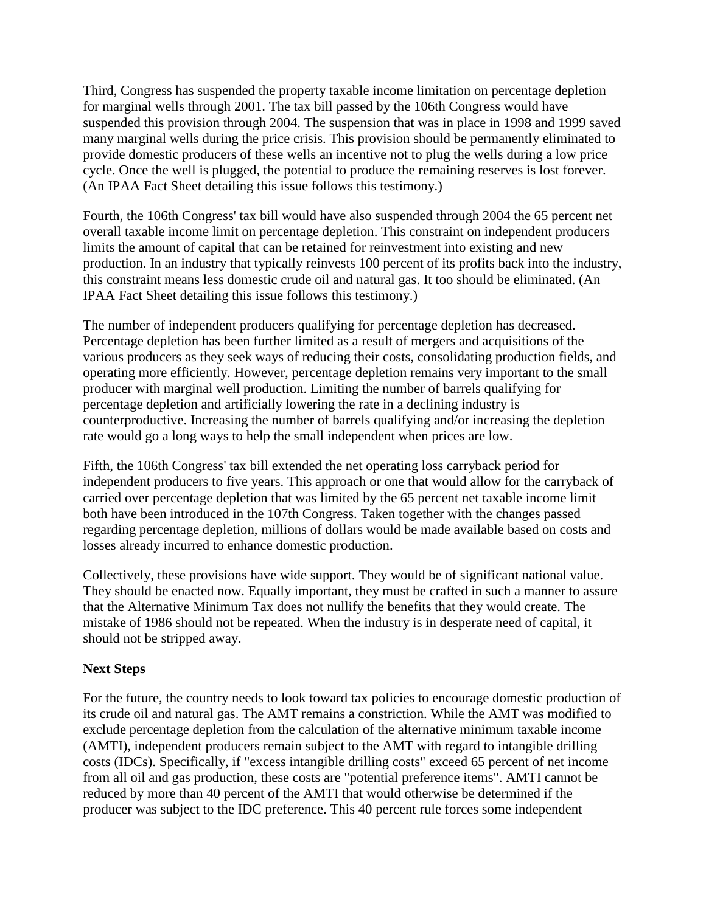Third, Congress has suspended the property taxable income limitation on percentage depletion for marginal wells through 2001. The tax bill passed by the 106th Congress would have suspended this provision through 2004. The suspension that was in place in 1998 and 1999 saved many marginal wells during the price crisis. This provision should be permanently eliminated to provide domestic producers of these wells an incentive not to plug the wells during a low price cycle. Once the well is plugged, the potential to produce the remaining reserves is lost forever. (An IPAA Fact Sheet detailing this issue follows this testimony.)

Fourth, the 106th Congress' tax bill would have also suspended through 2004 the 65 percent net overall taxable income limit on percentage depletion. This constraint on independent producers limits the amount of capital that can be retained for reinvestment into existing and new production. In an industry that typically reinvests 100 percent of its profits back into the industry, this constraint means less domestic crude oil and natural gas. It too should be eliminated. (An IPAA Fact Sheet detailing this issue follows this testimony.)

The number of independent producers qualifying for percentage depletion has decreased. Percentage depletion has been further limited as a result of mergers and acquisitions of the various producers as they seek ways of reducing their costs, consolidating production fields, and operating more efficiently. However, percentage depletion remains very important to the small producer with marginal well production. Limiting the number of barrels qualifying for percentage depletion and artificially lowering the rate in a declining industry is counterproductive. Increasing the number of barrels qualifying and/or increasing the depletion rate would go a long ways to help the small independent when prices are low.

Fifth, the 106th Congress' tax bill extended the net operating loss carryback period for independent producers to five years. This approach or one that would allow for the carryback of carried over percentage depletion that was limited by the 65 percent net taxable income limit both have been introduced in the 107th Congress. Taken together with the changes passed regarding percentage depletion, millions of dollars would be made available based on costs and losses already incurred to enhance domestic production.

Collectively, these provisions have wide support. They would be of significant national value. They should be enacted now. Equally important, they must be crafted in such a manner to assure that the Alternative Minimum Tax does not nullify the benefits that they would create. The mistake of 1986 should not be repeated. When the industry is in desperate need of capital, it should not be stripped away.

**Next Steps**

For the future, the country needs to look toward tax policies to encourage domestic production of its crude oil and natural gas. The AMT remains a constriction. While the AMT was modified to exclude percentage depletion from the calculation of the alternative minimum taxable income (AMTI), independent producers remain subject to the AMT with regard to intangible drilling costs (IDCs). Specifically, if "excess intangible drilling costs" exceed 65 percent of net income from all oil and gas production, these costs are "potential preference items". AMTI cannot be reduced by more than 40 percent of the AMTI that would otherwise be determined if the producer was subject to the IDC preference. This 40 percent rule forces some independent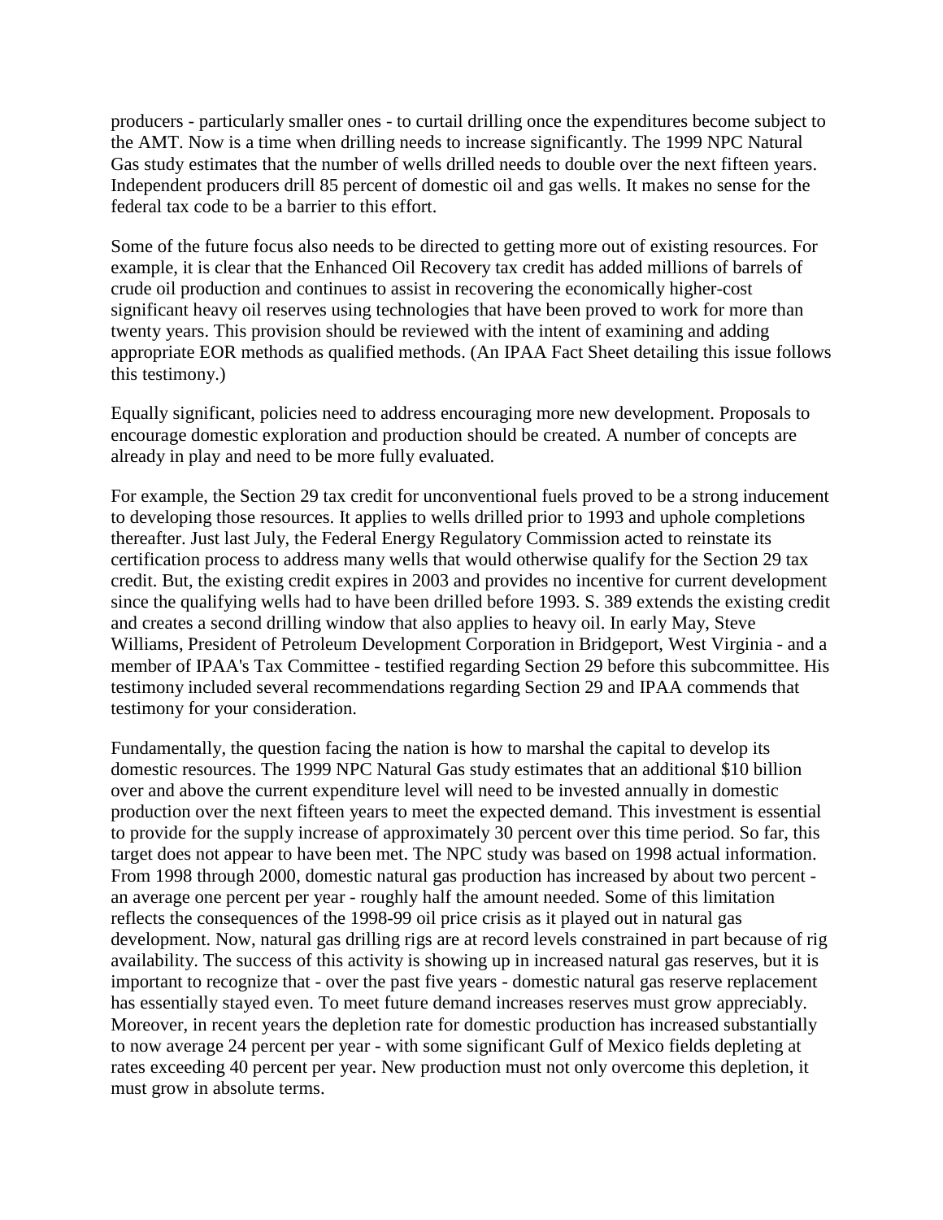producers - particularly smaller ones - to curtail drilling once the expenditures become subject to the AMT. Now is a time when drilling needs to increase significantly. The 1999 NPC Natural Gas study estimates that the number of wells drilled needs to double over the next fifteen years. Independent producers drill 85 percent of domestic oil and gas wells. It makes no sense for the federal tax code to be a barrier to this effort.

Some of the future focus also needs to be directed to getting more out of existing resources. For example, it is clear that the Enhanced Oil Recovery tax credit has added millions of barrels of crude oil production and continues to assist in recovering the economically higher-cost significant heavy oil reserves using technologies that have been proved to work for more than twenty years. This provision should be reviewed with the intent of examining and adding appropriate EOR methods as qualified methods. (An IPAA Fact Sheet detailing this issue follows this testimony.)

Equally significant, policies need to address encouraging more new development. Proposals to encourage domestic exploration and production should be created. A number of concepts are already in play and need to be more fully evaluated.

For example, the Section 29 tax credit for unconventional fuels proved to be a strong inducement to developing those resources. It applies to wells drilled prior to 1993 and uphole completions thereafter. Just last July, the Federal Energy Regulatory Commission acted to reinstate its certification process to address many wells that would otherwise qualify for the Section 29 tax credit. But, the existing credit expires in 2003 and provides no incentive for current development since the qualifying wells had to have been drilled before 1993. S. 389 extends the existing credit and creates a second drilling window that also applies to heavy oil. In early May, Steve Williams, President of Petroleum Development Corporation in Bridgeport, West Virginia - and a member of IPAA's Tax Committee - testified regarding Section 29 before this subcommittee. His testimony included several recommendations regarding Section 29 and IPAA commends that testimony for your consideration.

Fundamentally, the question facing the nation is how to marshal the capital to develop its domestic resources. The 1999 NPC Natural Gas study estimates that an additional $10 billion over and above the current expenditure level will need to be invested annually in domestic production over the next fifteen years to meet the expected demand. This investment is essential to provide for the supply increase of approximately 30 percent over this time period. So far, this target does not appear to have been met. The NPC study was based on 1998 actual information. From 1998 through 2000, domestic natural gas production has increased by about two percent - an average one percent per year - roughly half the amount needed. Some of this limitation reflects the consequences of the 1998-99 oil price crisis as it played out in natural gas development. Now, natural gas drilling rigs are at record levels constrained in part because of rig availability. The success of this activity is showing up in increased natural gas reserves, but it is important to recognize that - over the past five years - domestic natural gas reserve replacement has essentially stayed even. To meet future demand increases reserves must grow appreciably. Moreover, in recent years the depletion rate for domestic production has increased substantially to now average 24 percent per year - with some significant Gulf of Mexico fields depleting at rates exceeding 40 percent per year. New production must not only overcome this depletion, it must grow in absolute terms.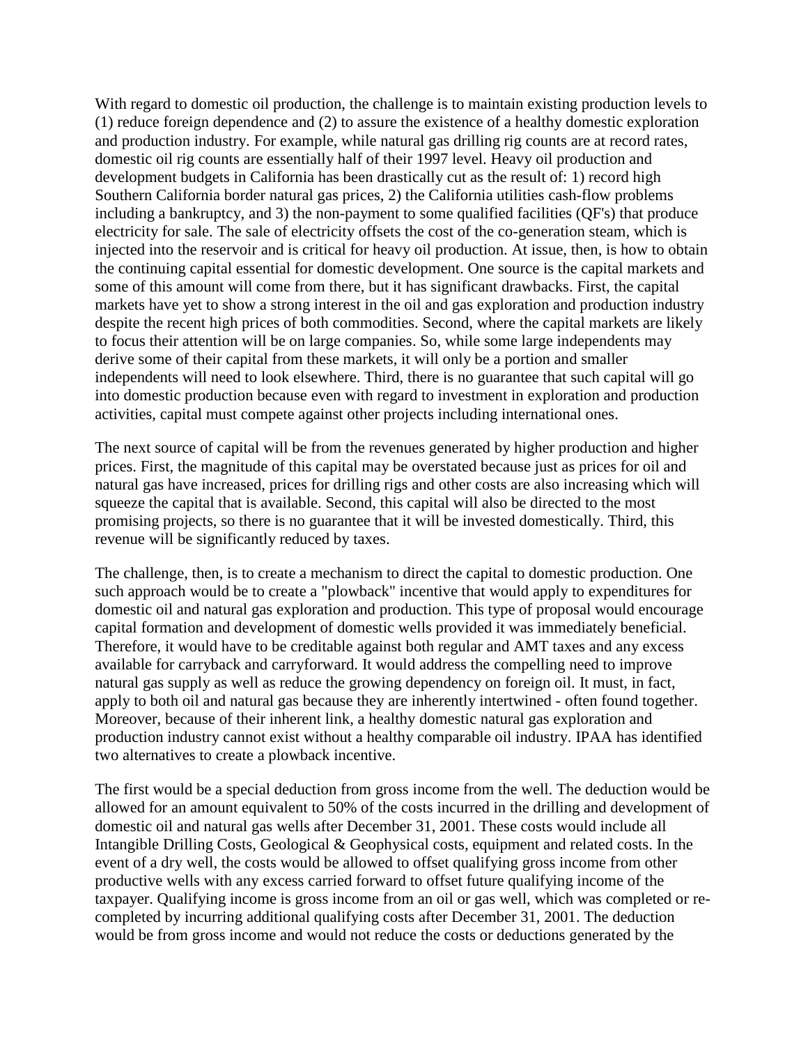With regard to domestic oil production, the challenge is to maintain existing production levels to (1) reduce foreign dependence and (2) to assure the existence of a healthy domestic exploration and production industry. For example, while natural gas drilling rig counts are at record rates, domestic oil rig counts are essentially half of their 1997 level. Heavy oil production and development budgets in California has been drastically cut as the result of: 1) record high Southern California border natural gas prices, 2) the California utilities cash-flow problems including a bankruptcy, and 3) the non-payment to some qualified facilities (QF's) that produce electricity for sale. The sale of electricity offsets the cost of the co-generation steam, which is injected into the reservoir and is critical for heavy oil production. At issue, then, is how to obtain the continuing capital essential for domestic development. One source is the capital markets and some of this amount will come from there, but it has significant drawbacks. First, the capital markets have yet to show a strong interest in the oil and gas exploration and production industry despite the recent high prices of both commodities. Second, where the capital markets are likely to focus their attention will be on large companies. So, while some large independents may derive some of their capital from these markets, it will only be a portion and smaller independents will need to look elsewhere. Third, there is no guarantee that such capital will go into domestic production because even with regard to investment in exploration and production activities, capital must compete against other projects including international ones.

The next source of capital will be from the revenues generated by higher production and higher prices. First, the magnitude of this capital may be overstated because just as prices for oil and natural gas have increased, prices for drilling rigs and other costs are also increasing which will squeeze the capital that is available. Second, this capital will also be directed to the most promising projects, so there is no guarantee that it will be invested domestically. Third, this revenue will be significantly reduced by taxes.

The challenge, then, is to create a mechanism to direct the capital to domestic production. One such approach would be to create a "plowback" incentive that would apply to expenditures for domestic oil and natural gas exploration and production. This type of proposal would encourage capital formation and development of domestic wells provided it was immediately beneficial. Therefore, it would have to be creditable against both regular and AMT taxes and any excess available for carryback and carryforward. It would address the compelling need to improve natural gas supply as well as reduce the growing dependency on foreign oil. It must, in fact, apply to both oil and natural gas because they are inherently intertwined - often found together. Moreover, because of their inherent link, a healthy domestic natural gas exploration and production industry cannot exist without a healthy comparable oil industry. IPAA has identified two alternatives to create a plowback incentive.

The first would be a special deduction from gross income from the well. The deduction would be allowed for an amount equivalent to 50% of the costs incurred in the drilling and development of domestic oil and natural gas wells after December 31, 2001. These costs would include all Intangible Drilling Costs, Geological & Geophysical costs, equipment and related costs. In the event of a dry well, the costs would be allowed to offset qualifying gross income from other productive wells with any excess carried forward to offset future qualifying income of the taxpayer. Qualifying income is gross income from an oil or gas well, which was completed or re-completed by incurring additional qualifying costs after December 31, 2001. The deduction would be from gross income and would not reduce the costs or deductions generated by the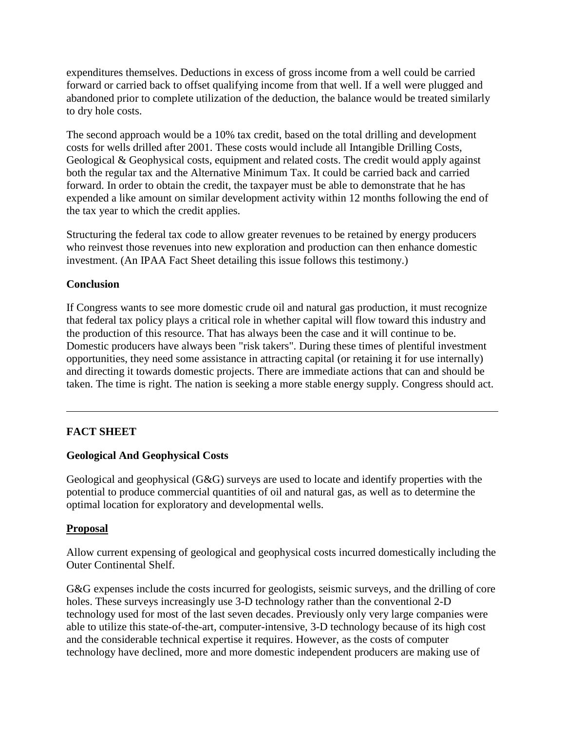expenditures themselves. Deductions in excess of gross income from a well could be carried forward or carried back to offset qualifying income from that well. If a well were plugged and abandoned prior to complete utilization of the deduction, the balance would be treated similarly to dry hole costs.

The second approach would be a 10% tax credit, based on the total drilling and development costs for wells drilled after 2001. These costs would include all Intangible Drilling Costs, Geological & Geophysical costs, equipment and related costs. The credit would apply against both the regular tax and the Alternative Minimum Tax. It could be carried back and carried forward. In order to obtain the credit, the taxpayer must be able to demonstrate that he has expended a like amount on similar development activity within 12 months following the end of the tax year to which the credit applies.

Structuring the federal tax code to allow greater revenues to be retained by energy producers who reinvest those revenues into new exploration and production can then enhance domestic investment. (An IPAA Fact Sheet detailing this issue follows this testimony.)

**Conclusion**

If Congress wants to see more domestic crude oil and natural gas production, it must recognize that federal tax policy plays a critical role in whether capital will flow toward this industry and the production of this resource. That has always been the case and it will continue to be. Domestic producers have always been "risk takers". During these times of plentiful investment opportunities, they need some assistance in attracting capital (or retaining it for use internally) and directing it towards domestic projects. There are immediate actions that can and should be taken. The time is right. The nation is seeking a more stable energy supply. Congress should act.

---

**FACT SHEET**

**Geological And Geophysical Costs**

Geological and geophysical (G&G) surveys are used to locate and identify properties with the potential to produce commercial quantities of oil and natural gas, as well as to determine the optimal location for exploratory and developmental wells.

**Proposal**

Allow current expensing of geological and geophysical costs incurred domestically including the Outer Continental Shelf.

G&G expenses include the costs incurred for geologists, seismic surveys, and the drilling of core holes. These surveys increasingly use 3-D technology rather than the conventional 2-D technology used for most of the last seven decades. Previously only very large companies were able to utilize this state-of-the-art, computer-intensive, 3-D technology because of its high cost and the considerable technical expertise it requires. However, as the costs of computer technology have declined, more and more domestic independent producers are making use of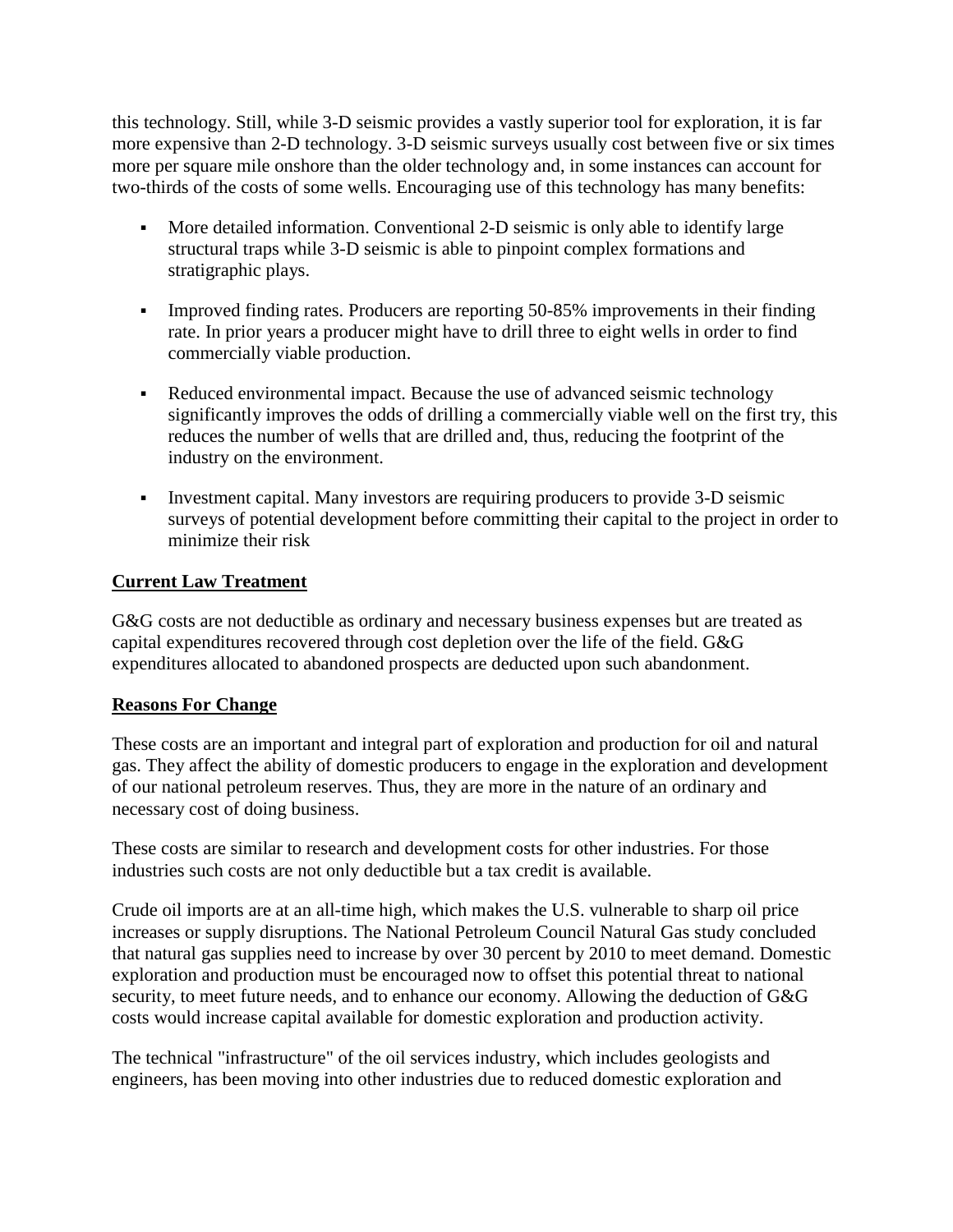this technology. Still, while 3-D seismic provides a vastly superior tool for exploration, it is far more expensive than 2-D technology. 3-D seismic surveys usually cost between five or six times more per square mile onshore than the older technology and, in some instances can account for two-thirds of the costs of some wells. Encouraging use of this technology has many benefits:

- More detailed information. Conventional 2-D seismic is only able to identify large structural traps while 3-D seismic is able to pinpoint complex formations and stratigraphic plays.
- Improved finding rates. Producers are reporting 50-85% improvements in their finding rate. In prior years a producer might have to drill three to eight wells in order to find commercially viable production.
- Reduced environmental impact. Because the use of advanced seismic technology significantly improves the odds of drilling a commercially viable well on the first try, this reduces the number of wells that are drilled and, thus, reducing the footprint of the industry on the environment.
- Investment capital. Many investors are requiring producers to provide 3-D seismic surveys of potential development before committing their capital to the project in order to minimize their risk

**Current Law Treatment**

G&G costs are not deductible as ordinary and necessary business expenses but are treated as capital expenditures recovered through cost depletion over the life of the field. G&G expenditures allocated to abandoned prospects are deducted upon such abandonment.

**Reasons For Change**

These costs are an important and integral part of exploration and production for oil and natural gas. They affect the ability of domestic producers to engage in the exploration and development of our national petroleum reserves. Thus, they are more in the nature of an ordinary and necessary cost of doing business.

These costs are similar to research and development costs for other industries. For those industries such costs are not only deductible but a tax credit is available.

Crude oil imports are at an all-time high, which makes the U.S. vulnerable to sharp oil price increases or supply disruptions. The National Petroleum Council Natural Gas study concluded that natural gas supplies need to increase by over 30 percent by 2010 to meet demand. Domestic exploration and production must be encouraged now to offset this potential threat to national security, to meet future needs, and to enhance our economy. Allowing the deduction of G&G costs would increase capital available for domestic exploration and production activity.

The technical "infrastructure" of the oil services industry, which includes geologists and engineers, has been moving into other industries due to reduced domestic exploration and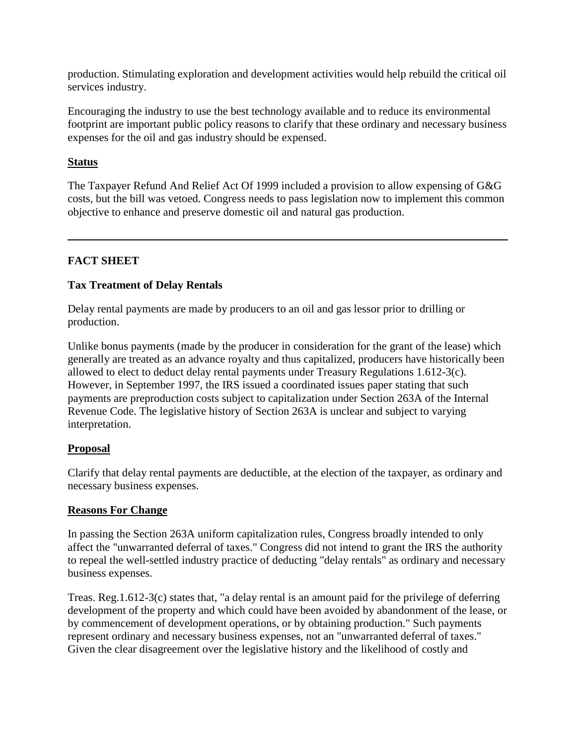production. Stimulating exploration and development activities would help rebuild the critical oil services industry.

Encouraging the industry to use the best technology available and to reduce its environmental footprint are important public policy reasons to clarify that these ordinary and necessary business expenses for the oil and gas industry should be expensed.

**Status**

The Taxpayer Refund And Relief Act Of 1999 included a provision to allow expensing of G&G costs, but the bill was vetoed. Congress needs to pass legislation now to implement this common objective to enhance and preserve domestic oil and natural gas production.

---

## FACT SHEET

### Tax Treatment of Delay Rentals

Delay rental payments are made by producers to an oil and gas lessor prior to drilling or production.

Unlike bonus payments (made by the producer in consideration for the grant of the lease) which generally are treated as an advance royalty and thus capitalized, producers have historically been allowed to elect to deduct delay rental payments under Treasury Regulations 1.612-3(c). However, in September 1997, the IRS issued a coordinated issues paper stating that such payments are preproduction costs subject to capitalization under Section 263A of the Internal Revenue Code. The legislative history of Section 263A is unclear and subject to varying interpretation.

**Proposal**

Clarify that delay rental payments are deductible, at the election of the taxpayer, as ordinary and necessary business expenses.

**Reasons For Change**

In passing the Section 263A uniform capitalization rules, Congress broadly intended to only affect the "unwarranted deferral of taxes." Congress did not intend to grant the IRS the authority to repeal the well-settled industry practice of deducting "delay rentals" as ordinary and necessary business expenses.

Treas. Reg.1.612-3(c) states that, "a delay rental is an amount paid for the privilege of deferring development of the property and which could have been avoided by abandonment of the lease, or by commencement of development operations, or by obtaining production." Such payments represent ordinary and necessary business expenses, not an "unwarranted deferral of taxes." Given the clear disagreement over the legislative history and the likelihood of costly and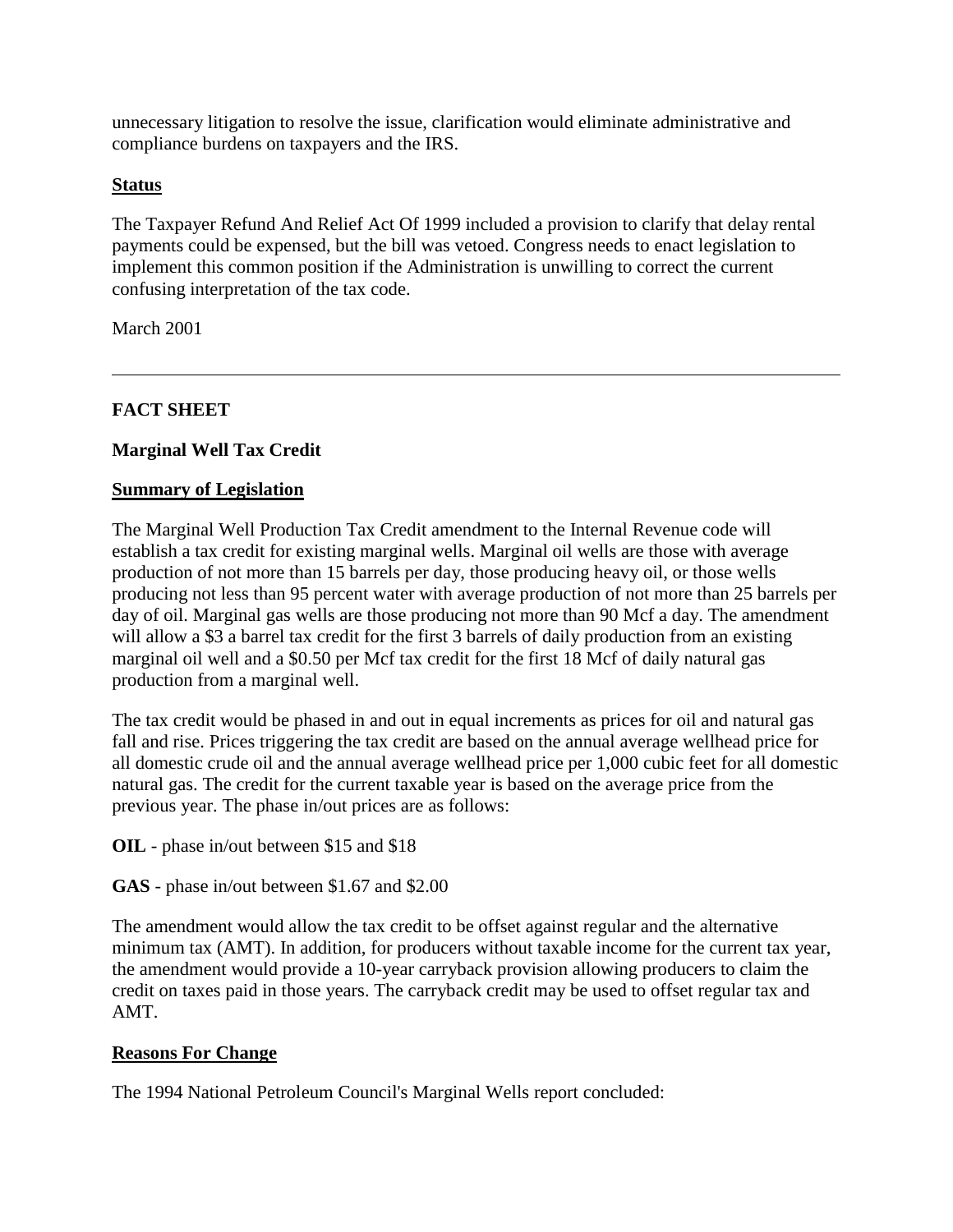unnecessary litigation to resolve the issue, clarification would eliminate administrative and compliance burdens on taxpayers and the IRS.

**Status**

The Taxpayer Refund And Relief Act Of 1999 included a provision to clarify that delay rental payments could be expensed, but the bill was vetoed. Congress needs to enact legislation to implement this common position if the Administration is unwilling to correct the current confusing interpretation of the tax code.

March 2001

---

**FACT SHEET**

**Marginal Well Tax Credit**

**Summary of Legislation**

The Marginal Well Production Tax Credit amendment to the Internal Revenue code will establish a tax credit for existing marginal wells. Marginal oil wells are those with average production of not more than 15 barrels per day, those producing heavy oil, or those wells producing not less than 95 percent water with average production of not more than 25 barrels per day of oil. Marginal gas wells are those producing not more than 90 Mcf a day. The amendment will allow a $3 a barrel tax credit for the first 3 barrels of daily production from an existing marginal oil well and a $0.50 per Mcf tax credit for the first 18 Mcf of daily natural gas production from a marginal well.

The tax credit would be phased in and out in equal increments as prices for oil and natural gas fall and rise. Prices triggering the tax credit are based on the annual average wellhead price for all domestic crude oil and the annual average wellhead price per 1,000 cubic feet for all domestic natural gas. The credit for the current taxable year is based on the average price from the previous year. The phase in/out prices are as follows:

**OIL** - phase in/out between $15 and $18

**GAS** - phase in/out between $1.67 and $2.00

The amendment would allow the tax credit to be offset against regular and the alternative minimum tax (AMT). In addition, for producers without taxable income for the current tax year, the amendment would provide a 10-year carryback provision allowing producers to claim the credit on taxes paid in those years. The carryback credit may be used to offset regular tax and AMT.

**Reasons For Change**

The 1994 National Petroleum Council's Marginal Wells report concluded: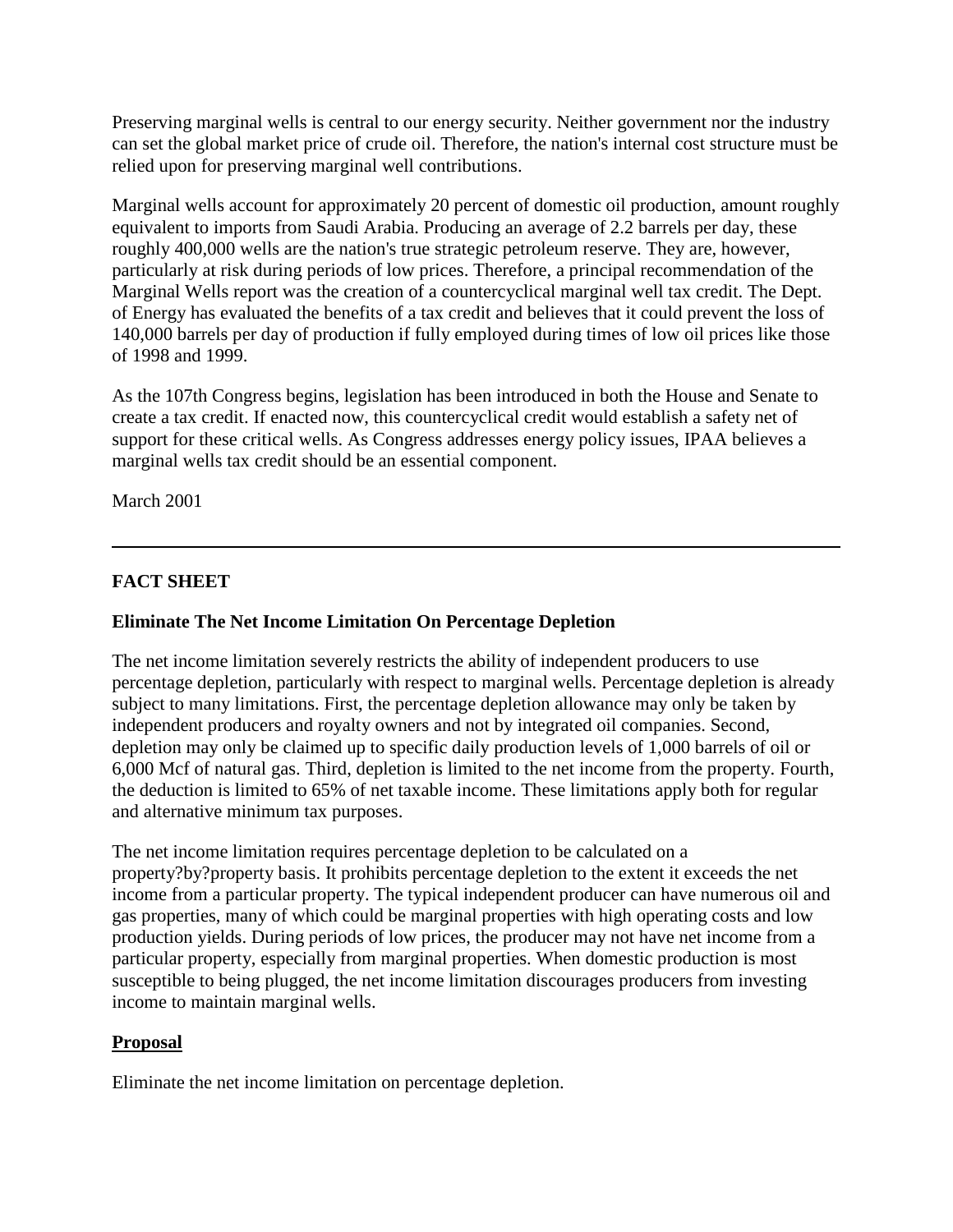Preserving marginal wells is central to our energy security. Neither government nor the industry can set the global market price of crude oil. Therefore, the nation's internal cost structure must be relied upon for preserving marginal well contributions.

Marginal wells account for approximately 20 percent of domestic oil production, amount roughly equivalent to imports from Saudi Arabia. Producing an average of 2.2 barrels per day, these roughly 400,000 wells are the nation's true strategic petroleum reserve. They are, however, particularly at risk during periods of low prices. Therefore, a principal recommendation of the Marginal Wells report was the creation of a countercyclical marginal well tax credit. The Dept. of Energy has evaluated the benefits of a tax credit and believes that it could prevent the loss of 140,000 barrels per day of production if fully employed during times of low oil prices like those of 1998 and 1999.

As the 107th Congress begins, legislation has been introduced in both the House and Senate to create a tax credit. If enacted now, this countercyclical credit would establish a safety net of support for these critical wells. As Congress addresses energy policy issues, IPAA believes a marginal wells tax credit should be an essential component.

March 2001

---

**FACT SHEET**

**Eliminate The Net Income Limitation On Percentage Depletion**

The net income limitation severely restricts the ability of independent producers to use percentage depletion, particularly with respect to marginal wells. Percentage depletion is already subject to many limitations. First, the percentage depletion allowance may only be taken by independent producers and royalty owners and not by integrated oil companies. Second, depletion may only be claimed up to specific daily production levels of 1,000 barrels of oil or 6,000 Mcf of natural gas. Third, depletion is limited to the net income from the property. Fourth, the deduction is limited to 65% of net taxable income. These limitations apply both for regular and alternative minimum tax purposes.

The net income limitation requires percentage depletion to be calculated on a property?by?property basis. It prohibits percentage depletion to the extent it exceeds the net income from a particular property. The typical independent producer can have numerous oil and gas properties, many of which could be marginal properties with high operating costs and low production yields. During periods of low prices, the producer may not have net income from a particular property, especially from marginal properties. When domestic production is most susceptible to being plugged, the net income limitation discourages producers from investing income to maintain marginal wells.

**Proposal**

Eliminate the net income limitation on percentage depletion.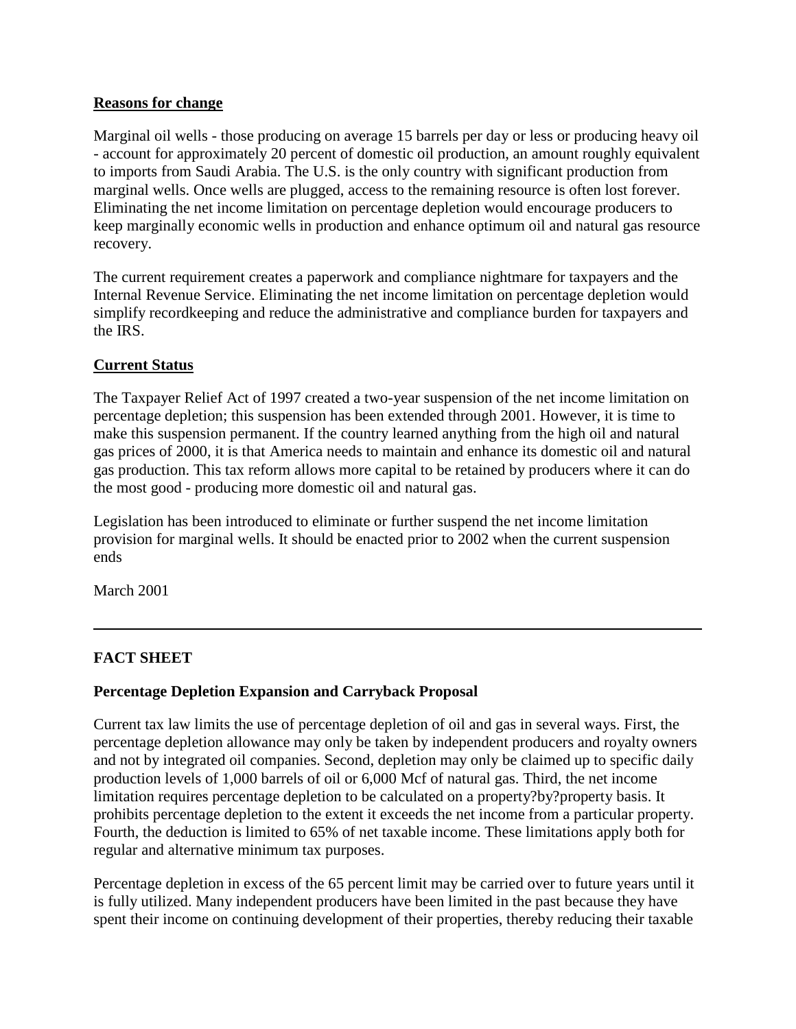**Reasons for change**

Marginal oil wells - those producing on average 15 barrels per day or less or producing heavy oil - account for approximately 20 percent of domestic oil production, an amount roughly equivalent to imports from Saudi Arabia. The U.S. is the only country with significant production from marginal wells. Once wells are plugged, access to the remaining resource is often lost forever. Eliminating the net income limitation on percentage depletion would encourage producers to keep marginally economic wells in production and enhance optimum oil and natural gas resource recovery.

The current requirement creates a paperwork and compliance nightmare for taxpayers and the Internal Revenue Service. Eliminating the net income limitation on percentage depletion would simplify recordkeeping and reduce the administrative and compliance burden for taxpayers and the IRS.

**Current Status**

The Taxpayer Relief Act of 1997 created a two-year suspension of the net income limitation on percentage depletion; this suspension has been extended through 2001. However, it is time to make this suspension permanent. If the country learned anything from the high oil and natural gas prices of 2000, it is that America needs to maintain and enhance its domestic oil and natural gas production. This tax reform allows more capital to be retained by producers where it can do the most good - producing more domestic oil and natural gas.

Legislation has been introduced to eliminate or further suspend the net income limitation provision for marginal wells. It should be enacted prior to 2002 when the current suspension ends

March 2001

---

**FACT SHEET**

**Percentage Depletion Expansion and Carryback Proposal**

Current tax law limits the use of percentage depletion of oil and gas in several ways. First, the percentage depletion allowance may only be taken by independent producers and royalty owners and not by integrated oil companies. Second, depletion may only be claimed up to specific daily production levels of 1,000 barrels of oil or 6,000 Mcf of natural gas. Third, the net income limitation requires percentage depletion to be calculated on a property?by?property basis. It prohibits percentage depletion to the extent it exceeds the net income from a particular property. Fourth, the deduction is limited to 65% of net taxable income. These limitations apply both for regular and alternative minimum tax purposes.

Percentage depletion in excess of the 65 percent limit may be carried over to future years until it is fully utilized. Many independent producers have been limited in the past because they have spent their income on continuing development of their properties, thereby reducing their taxable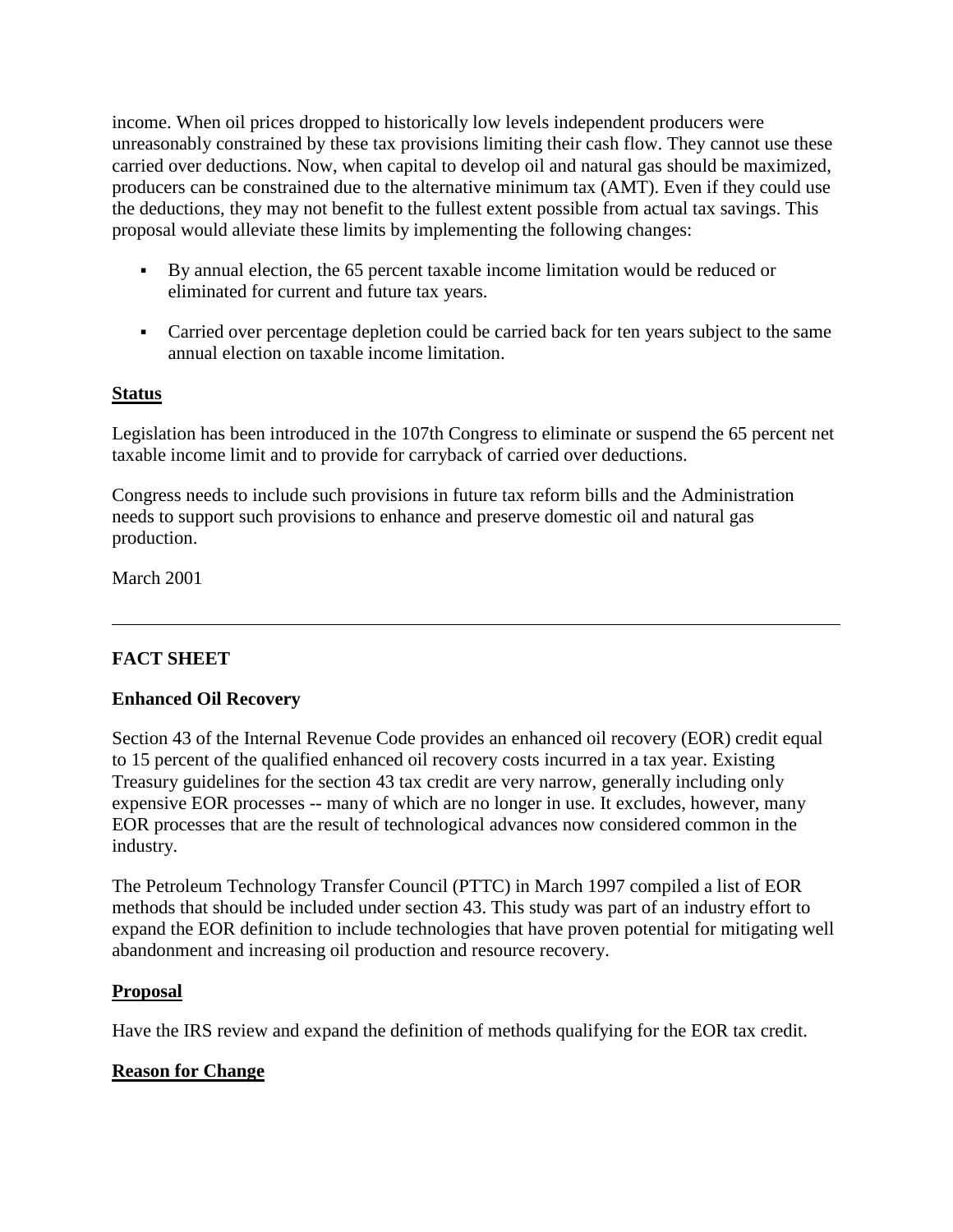income. When oil prices dropped to historically low levels independent producers were unreasonably constrained by these tax provisions limiting their cash flow. They cannot use these carried over deductions. Now, when capital to develop oil and natural gas should be maximized, producers can be constrained due to the alternative minimum tax (AMT). Even if they could use the deductions, they may not benefit to the fullest extent possible from actual tax savings. This proposal would alleviate these limits by implementing the following changes:

- By annual election, the 65 percent taxable income limitation would be reduced or eliminated for current and future tax years.
- Carried over percentage depletion could be carried back for ten years subject to the same annual election on taxable income limitation.

**Status**

Legislation has been introduced in the 107th Congress to eliminate or suspend the 65 percent net taxable income limit and to provide for carryback of carried over deductions.

Congress needs to include such provisions in future tax reform bills and the Administration needs to support such provisions to enhance and preserve domestic oil and natural gas production.

March 2001

---

**FACT SHEET**

**Enhanced Oil Recovery**

Section 43 of the Internal Revenue Code provides an enhanced oil recovery (EOR) credit equal to 15 percent of the qualified enhanced oil recovery costs incurred in a tax year. Existing Treasury guidelines for the section 43 tax credit are very narrow, generally including only expensive EOR processes -- many of which are no longer in use. It excludes, however, many EOR processes that are the result of technological advances now considered common in the industry.

The Petroleum Technology Transfer Council (PTTC) in March 1997 compiled a list of EOR methods that should be included under section 43. This study was part of an industry effort to expand the EOR definition to include technologies that have proven potential for mitigating well abandonment and increasing oil production and resource recovery.

**Proposal**

Have the IRS review and expand the definition of methods qualifying for the EOR tax credit.

**Reason for Change**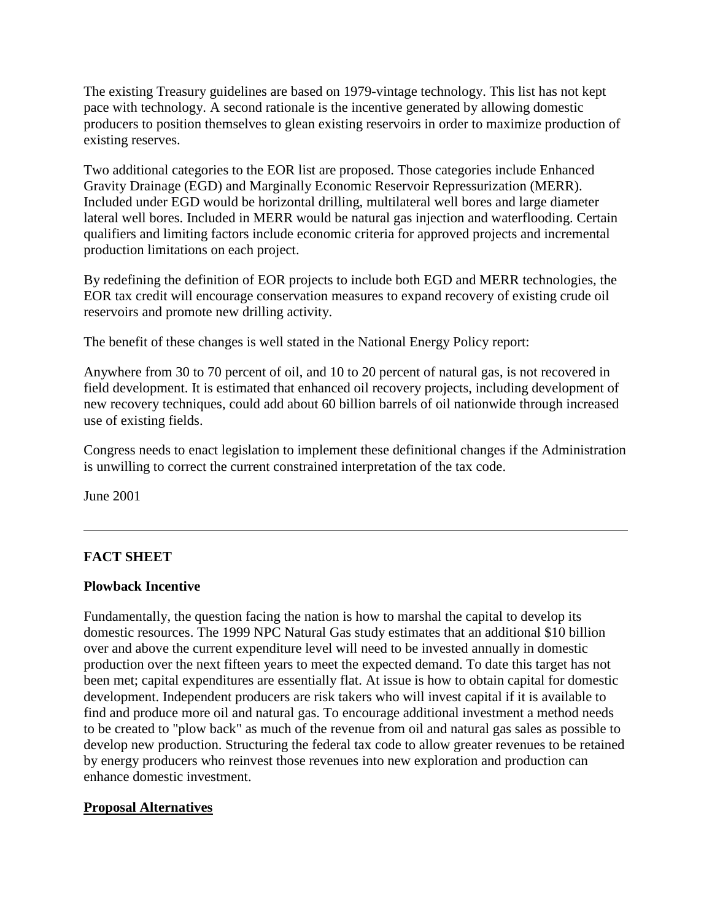The existing Treasury guidelines are based on 1979-vintage technology. This list has not kept pace with technology. A second rationale is the incentive generated by allowing domestic producers to position themselves to glean existing reservoirs in order to maximize production of existing reserves.

Two additional categories to the EOR list are proposed. Those categories include Enhanced Gravity Drainage (EGD) and Marginally Economic Reservoir Repressurization (MERR). Included under EGD would be horizontal drilling, multilateral well bores and large diameter lateral well bores. Included in MERR would be natural gas injection and waterflooding. Certain qualifiers and limiting factors include economic criteria for approved projects and incremental production limitations on each project.

By redefining the definition of EOR projects to include both EGD and MERR technologies, the EOR tax credit will encourage conservation measures to expand recovery of existing crude oil reservoirs and promote new drilling activity.

The benefit of these changes is well stated in the National Energy Policy report:

Anywhere from 30 to 70 percent of oil, and 10 to 20 percent of natural gas, is not recovered in field development. It is estimated that enhanced oil recovery projects, including development of new recovery techniques, could add about 60 billion barrels of oil nationwide through increased use of existing fields.

Congress needs to enact legislation to implement these definitional changes if the Administration is unwilling to correct the current constrained interpretation of the tax code.

June 2001

---

**FACT SHEET**

**Plowback Incentive**

Fundamentally, the question facing the nation is how to marshal the capital to develop its domestic resources. The 1999 NPC Natural Gas study estimates that an additional $10 billion over and above the current expenditure level will need to be invested annually in domestic production over the next fifteen years to meet the expected demand. To date this target has not been met; capital expenditures are essentially flat. At issue is how to obtain capital for domestic development. Independent producers are risk takers who will invest capital if it is available to find and produce more oil and natural gas. To encourage additional investment a method needs to be created to "plow back" as much of the revenue from oil and natural gas sales as possible to develop new production. Structuring the federal tax code to allow greater revenues to be retained by energy producers who reinvest those revenues into new exploration and production can enhance domestic investment.

**Proposal Alternatives**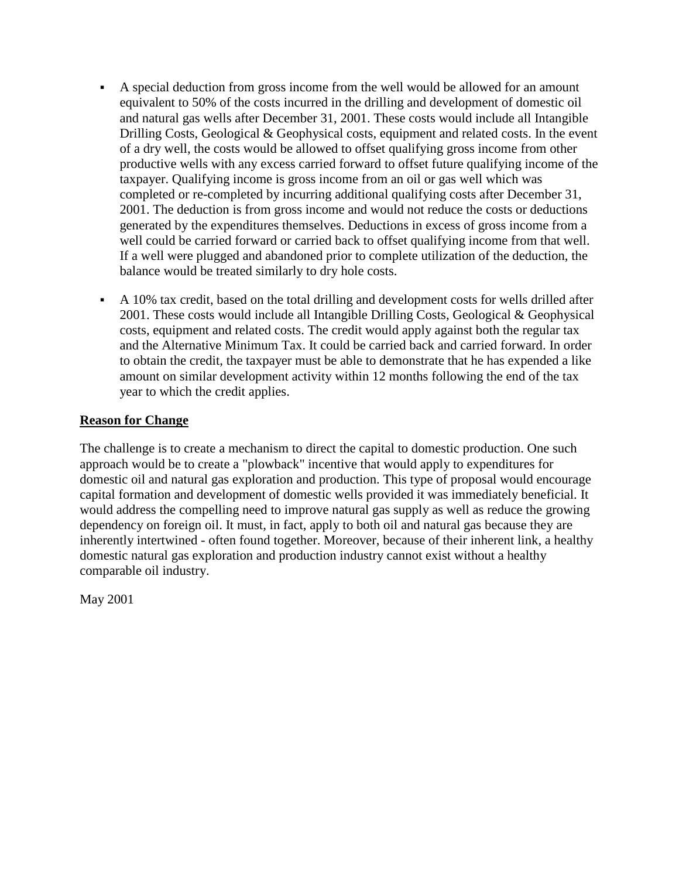- A special deduction from gross income from the well would be allowed for an amount equivalent to 50% of the costs incurred in the drilling and development of domestic oil and natural gas wells after December 31, 2001. These costs would include all Intangible Drilling Costs, Geological & Geophysical costs, equipment and related costs. In the event of a dry well, the costs would be allowed to offset qualifying gross income from other productive wells with any excess carried forward to offset future qualifying income of the taxpayer. Qualifying income is gross income from an oil or gas well which was completed or re-completed by incurring additional qualifying costs after December 31, 2001. The deduction is from gross income and would not reduce the costs or deductions generated by the expenditures themselves. Deductions in excess of gross income from a well could be carried forward or carried back to offset qualifying income from that well. If a well were plugged and abandoned prior to complete utilization of the deduction, the balance would be treated similarly to dry hole costs.

- A 10% tax credit, based on the total drilling and development costs for wells drilled after 2001. These costs would include all Intangible Drilling Costs, Geological & Geophysical costs, equipment and related costs. The credit would apply against both the regular tax and the Alternative Minimum Tax. It could be carried back and carried forward. In order to obtain the credit, the taxpayer must be able to demonstrate that he has expended a like amount on similar development activity within 12 months following the end of the tax year to which the credit applies.

**Reason for Change**

The challenge is to create a mechanism to direct the capital to domestic production. One such approach would be to create a "plowback" incentive that would apply to expenditures for domestic oil and natural gas exploration and production. This type of proposal would encourage capital formation and development of domestic wells provided it was immediately beneficial. It would address the compelling need to improve natural gas supply as well as reduce the growing dependency on foreign oil. It must, in fact, apply to both oil and natural gas because they are inherently intertwined - often found together. Moreover, because of their inherent link, a healthy domestic natural gas exploration and production industry cannot exist without a healthy comparable oil industry.

May 2001